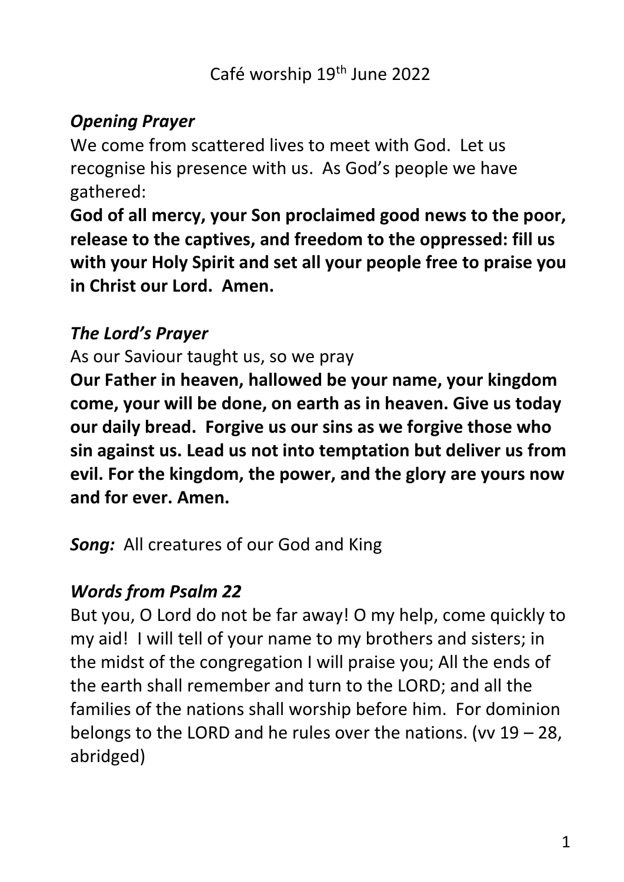Café worship 19th June 2022

***Opening Prayer***

We come from scattered lives to meet with God. Let us recognise his presence with us. As God's people we have gathered:

**God of all mercy, your Son proclaimed good news to the poor, release to the captives, and freedom to the oppressed: fill us with your Holy Spirit and set all your people free to praise you in Christ our Lord. Amen.**

***The Lord's Prayer***

As our Saviour taught us, so we pray

**Our Father in heaven, hallowed be your name, your kingdom come, your will be done, on earth as in heaven. Give us today our daily bread. Forgive us our sins as we forgive those who sin against us. Lead us not into temptation but deliver us from evil. For the kingdom, the power, and the glory are yours now and for ever. Amen.**

***Song:*** All creatures of our God and King

***Words from Psalm 22***

But you, O Lord do not be far away! O my help, come quickly to my aid! I will tell of your name to my brothers and sisters; in the midst of the congregation I will praise you; All the ends of the earth shall remember and turn to the LORD; and all the families of the nations shall worship before him. For dominion belongs to the LORD and he rules over the nations. (vv 19 – 28, abridged)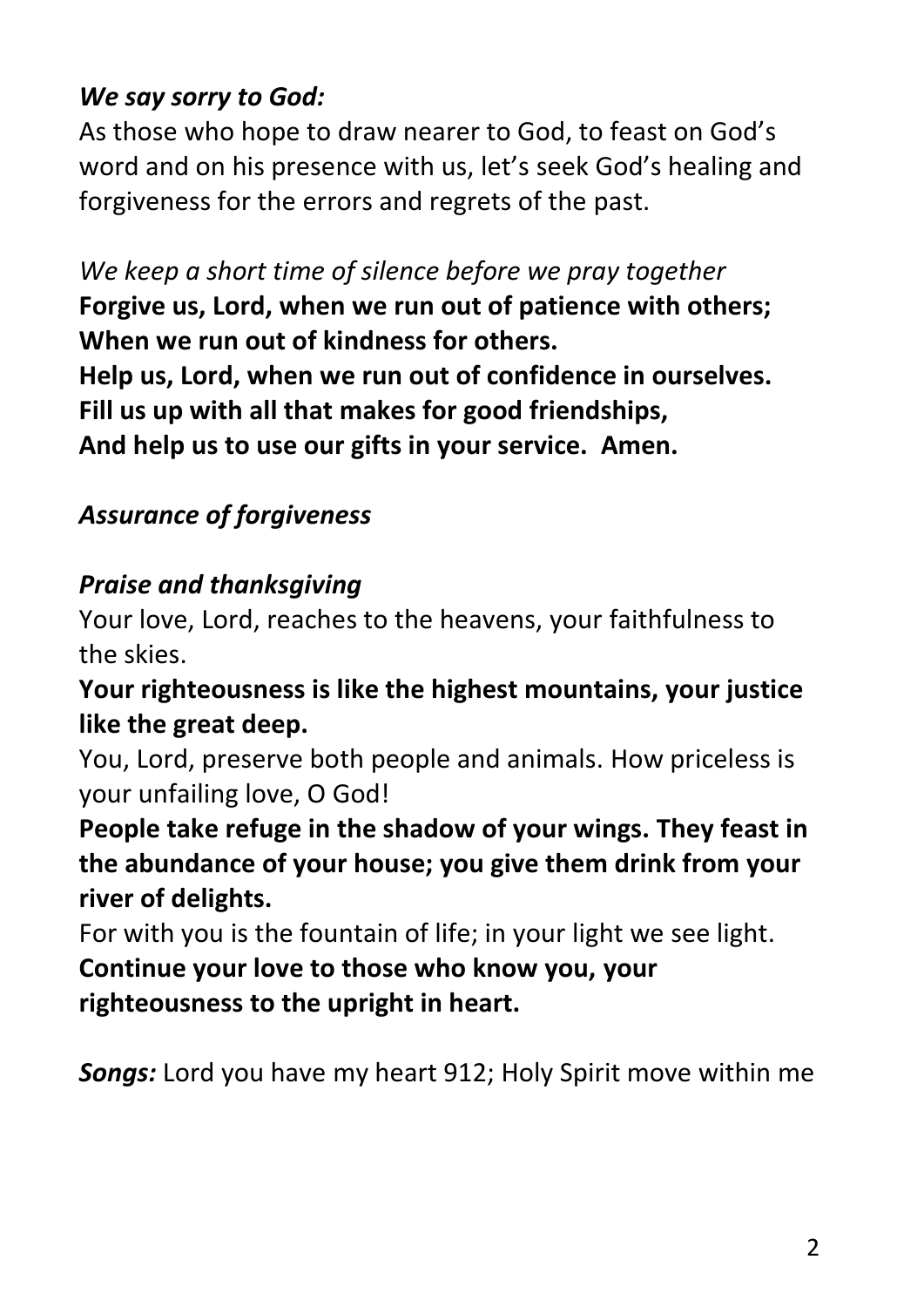***We say sorry to God:***

As those who hope to draw nearer to God, to feast on God's word and on his presence with us, let's seek God's healing and forgiveness for the errors and regrets of the past.

*We keep a short time of silence before we pray together*

**Forgive us, Lord, when we run out of patience with others;**
**When we run out of kindness for others.**
**Help us, Lord, when we run out of confidence in ourselves.**
**Fill us up with all that makes for good friendships,**
**And help us to use our gifts in your service. Amen.**

***Assurance of forgiveness***

***Praise and thanksgiving***

Your love, Lord, reaches to the heavens, your faithfulness to the skies.

**Your righteousness is like the highest mountains, your justice like the great deep.**

You, Lord, preserve both people and animals. How priceless is your unfailing love, O God!

**People take refuge in the shadow of your wings. They feast in the abundance of your house; you give them drink from your river of delights.**

For with you is the fountain of life; in your light we see light.

**Continue your love to those who know you, your righteousness to the upright in heart.**

***Songs:*** Lord you have my heart 912; Holy Spirit move within me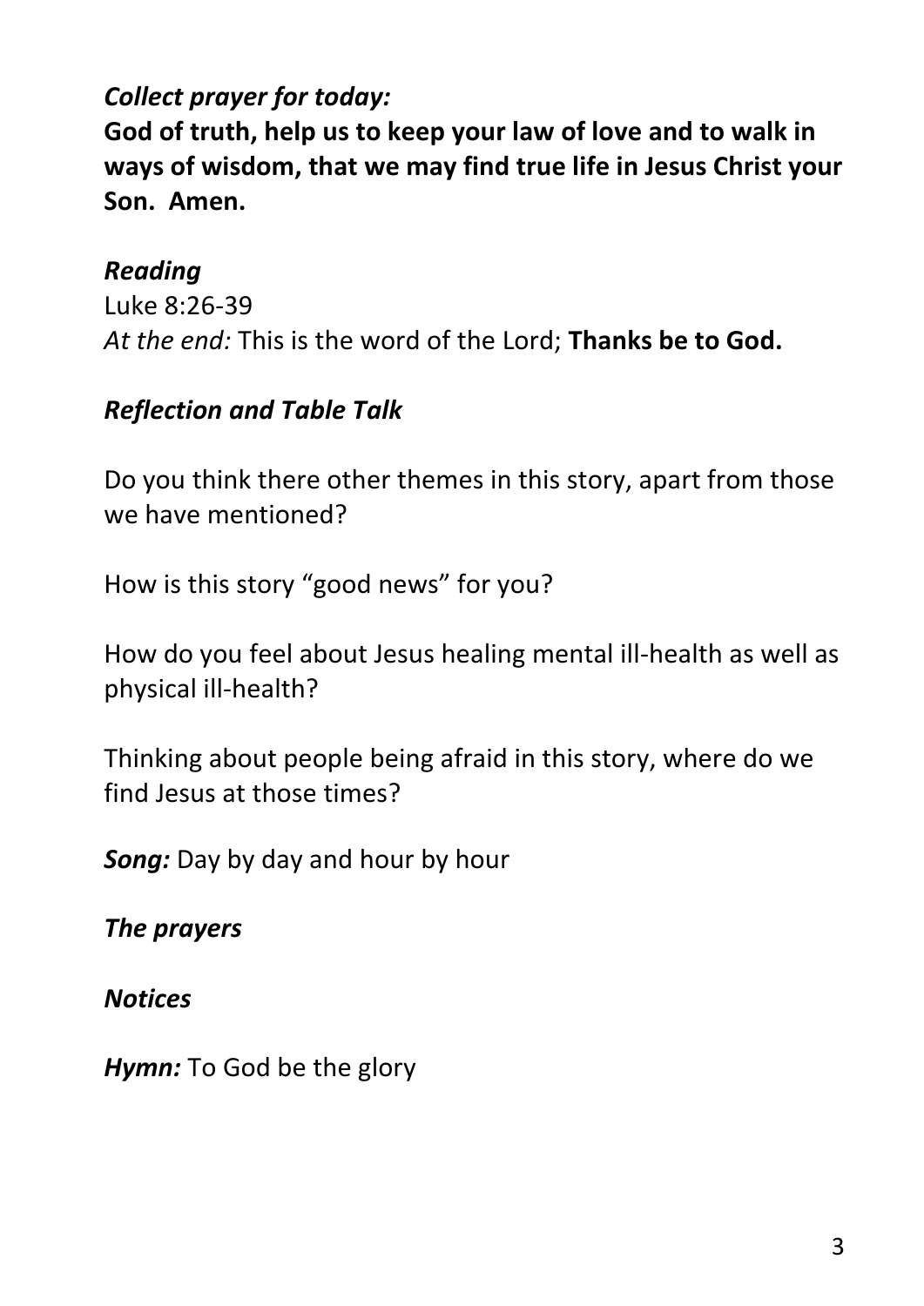***Collect prayer for today:***

**God of truth, help us to keep your law of love and to walk in ways of wisdom, that we may find true life in Jesus Christ your Son. Amen.**

***Reading***

Luke 8:26-39

*At the end:* This is the word of the Lord; **Thanks be to God.**

***Reflection and Table Talk***

Do you think there other themes in this story, apart from those we have mentioned?

How is this story "good news" for you?

How do you feel about Jesus healing mental ill-health as well as physical ill-health?

Thinking about people being afraid in this story, where do we find Jesus at those times?

***Song:*** Day by day and hour by hour

***The prayers***

***Notices***

***Hymn:*** To God be the glory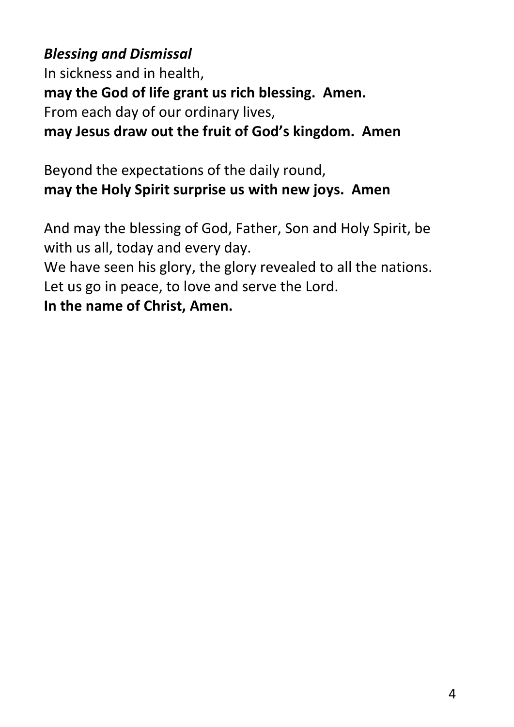***Blessing and Dismissal***

In sickness and in health,
**may the God of life grant us rich blessing. Amen.**
From each day of our ordinary lives,
**may Jesus draw out the fruit of God's kingdom. Amen**

Beyond the expectations of the daily round,
**may the Holy Spirit surprise us with new joys. Amen**

And may the blessing of God, Father, Son and Holy Spirit, be with us all, today and every day.
We have seen his glory, the glory revealed to all the nations.
Let us go in peace, to love and serve the Lord.
**In the name of Christ, Amen.**